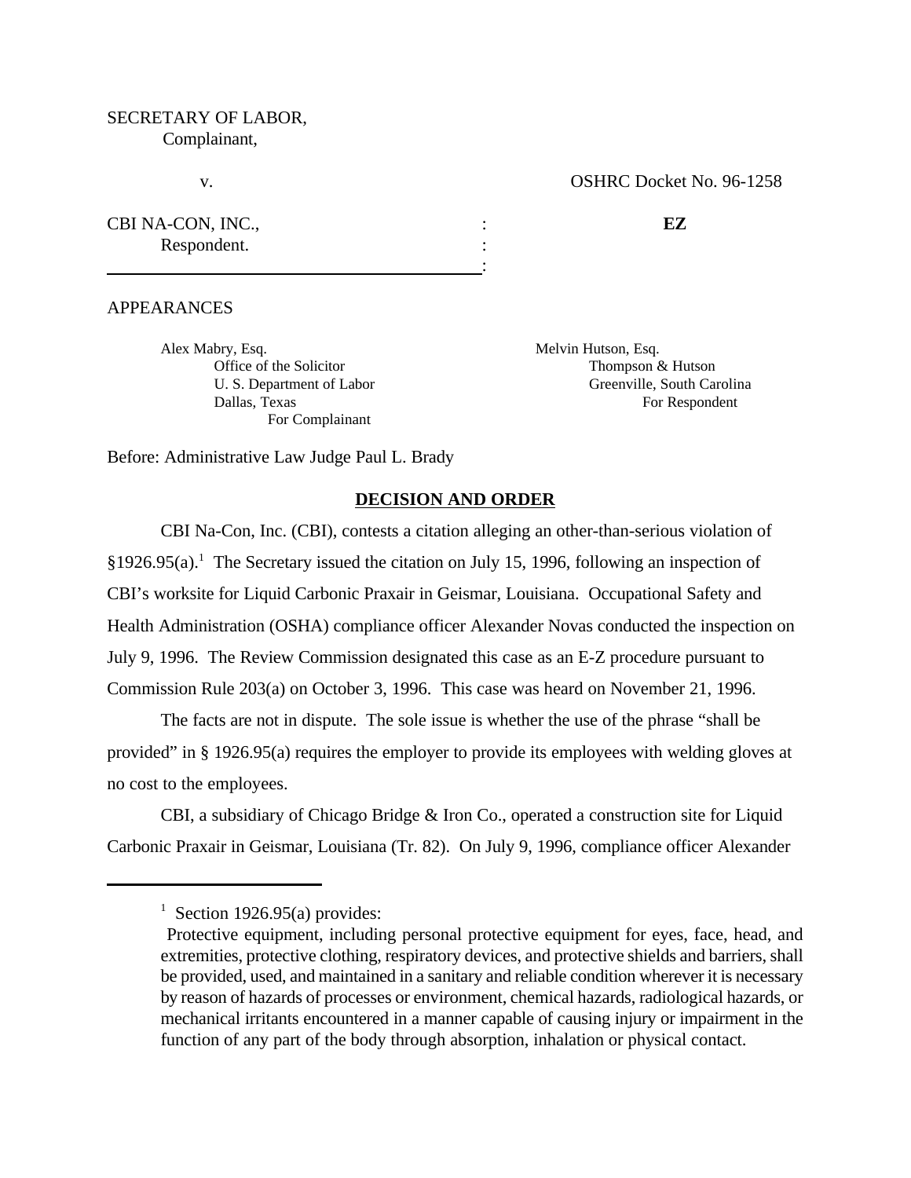SECRETARY OF LABOR,
Complainant,

v.

OSHRC Docket No. 96-1258

CBI NA-CON, INC.,
Respondent.

**EZ**

APPEARANCES

Alex Mabry, Esq.
Office of the Solicitor
U. S. Department of Labor
Dallas, Texas
For Complainant

Melvin Hutson, Esq.
Thompson & Hutson
Greenville, South Carolina
For Respondent

Before: Administrative Law Judge Paul L. Brady

## DECISION AND ORDER

CBI Na-Con, Inc. (CBI), contests a citation alleging an other-than-serious violation of §1926.95(a).[1] The Secretary issued the citation on July 15, 1996, following an inspection of CBI's worksite for Liquid Carbonic Praxair in Geismar, Louisiana. Occupational Safety and Health Administration (OSHA) compliance officer Alexander Novas conducted the inspection on July 9, 1996. The Review Commission designated this case as an E-Z procedure pursuant to Commission Rule 203(a) on October 3, 1996. This case was heard on November 21, 1996.

The facts are not in dispute. The sole issue is whether the use of the phrase "shall be provided" in § 1926.95(a) requires the employer to provide its employees with welding gloves at no cost to the employees.

CBI, a subsidiary of Chicago Bridge & Iron Co., operated a construction site for Liquid Carbonic Praxair in Geismar, Louisiana (Tr. 82). On July 9, 1996, compliance officer Alexander

---

[1] Section 1926.95(a) provides:

Protective equipment, including personal protective equipment for eyes, face, head, and extremities, protective clothing, respiratory devices, and protective shields and barriers, shall be provided, used, and maintained in a sanitary and reliable condition wherever it is necessary by reason of hazards of processes or environment, chemical hazards, radiological hazards, or mechanical irritants encountered in a manner capable of causing injury or impairment in the function of any part of the body through absorption, inhalation or physical contact.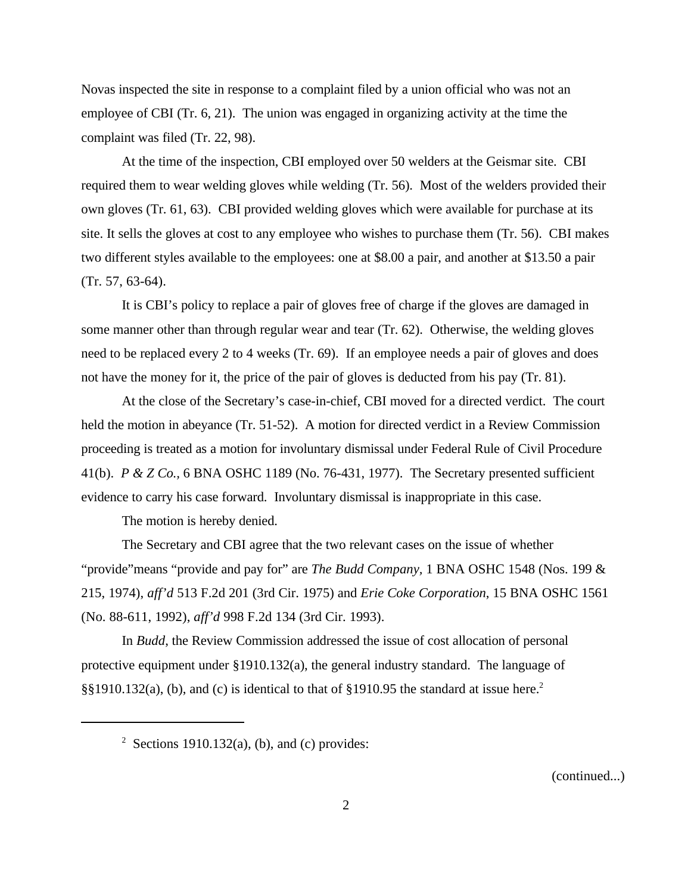Novas inspected the site in response to a complaint filed by a union official who was not an employee of CBI (Tr. 6, 21). The union was engaged in organizing activity at the time the complaint was filed (Tr. 22, 98).

At the time of the inspection, CBI employed over 50 welders at the Geismar site. CBI required them to wear welding gloves while welding (Tr. 56). Most of the welders provided their own gloves (Tr. 61, 63). CBI provided welding gloves which were available for purchase at its site. It sells the gloves at cost to any employee who wishes to purchase them (Tr. 56). CBI makes two different styles available to the employees: one at $8.00 a pair, and another at $13.50 a pair (Tr. 57, 63-64).

It is CBI's policy to replace a pair of gloves free of charge if the gloves are damaged in some manner other than through regular wear and tear (Tr. 62). Otherwise, the welding gloves need to be replaced every 2 to 4 weeks (Tr. 69). If an employee needs a pair of gloves and does not have the money for it, the price of the pair of gloves is deducted from his pay (Tr. 81).

At the close of the Secretary's case-in-chief, CBI moved for a directed verdict. The court held the motion in abeyance (Tr. 51-52). A motion for directed verdict in a Review Commission proceeding is treated as a motion for involuntary dismissal under Federal Rule of Civil Procedure 41(b). *P & Z Co.,* 6 BNA OSHC 1189 (No. 76-431, 1977). The Secretary presented sufficient evidence to carry his case forward. Involuntary dismissal is inappropriate in this case.

The motion is hereby denied.

The Secretary and CBI agree that the two relevant cases on the issue of whether "provide"means "provide and pay for" are *The Budd Company*, 1 BNA OSHC 1548 (Nos. 199 & 215, 1974), *aff'd* 513 F.2d 201 (3rd Cir. 1975) and *Erie Coke Corporation*, 15 BNA OSHC 1561 (No. 88-611, 1992), *aff'd* 998 F.2d 134 (3rd Cir. 1993).

In *Budd*, the Review Commission addressed the issue of cost allocation of personal protective equipment under §1910.132(a), the general industry standard. The language of §§1910.132(a), (b), and (c) is identical to that of §1910.95 the standard at issue here.[2]

---

[2] Sections 1910.132(a), (b), and (c) provides:

(continued...)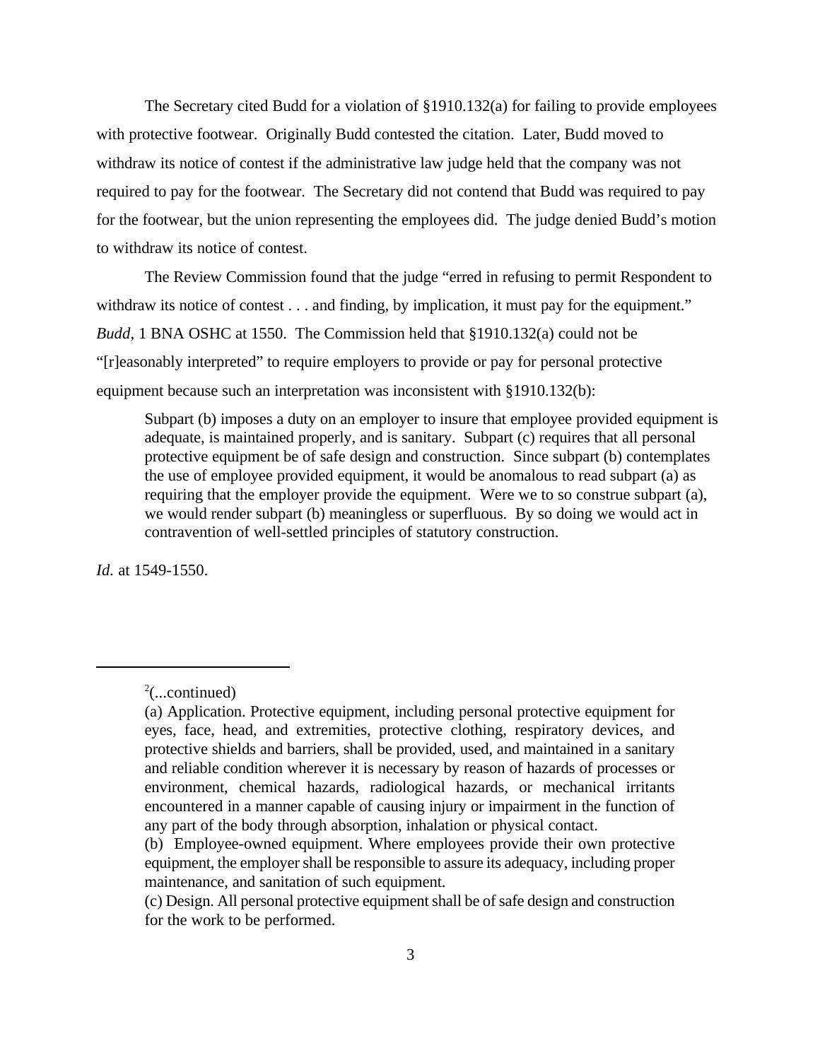The Secretary cited Budd for a violation of §1910.132(a) for failing to provide employees with protective footwear. Originally Budd contested the citation. Later, Budd moved to withdraw its notice of contest if the administrative law judge held that the company was not required to pay for the footwear. The Secretary did not contend that Budd was required to pay for the footwear, but the union representing the employees did. The judge denied Budd's motion to withdraw its notice of contest.

The Review Commission found that the judge "erred in refusing to permit Respondent to withdraw its notice of contest . . . and finding, by implication, it must pay for the equipment." *Budd*, 1 BNA OSHC at 1550. The Commission held that §1910.132(a) could not be "[r]easonably interpreted" to require employers to provide or pay for personal protective equipment because such an interpretation was inconsistent with §1910.132(b):

> Subpart (b) imposes a duty on an employer to insure that employee provided equipment is adequate, is maintained properly, and is sanitary. Subpart (c) requires that all personal protective equipment be of safe design and construction. Since subpart (b) contemplates the use of employee provided equipment, it would be anomalous to read subpart (a) as requiring that the employer provide the equipment. Were we to so construe subpart (a), we would render subpart (b) meaningless or superfluous. By so doing we would act in contravention of well-settled principles of statutory construction.

*Id.* at 1549-1550.

---

[2](...continued)

(a) Application. Protective equipment, including personal protective equipment for eyes, face, head, and extremities, protective clothing, respiratory devices, and protective shields and barriers, shall be provided, used, and maintained in a sanitary and reliable condition wherever it is necessary by reason of hazards of processes or environment, chemical hazards, radiological hazards, or mechanical irritants encountered in a manner capable of causing injury or impairment in the function of any part of the body through absorption, inhalation or physical contact.

(b) Employee-owned equipment. Where employees provide their own protective equipment, the employer shall be responsible to assure its adequacy, including proper maintenance, and sanitation of such equipment.

(c) Design. All personal protective equipment shall be of safe design and construction for the work to be performed.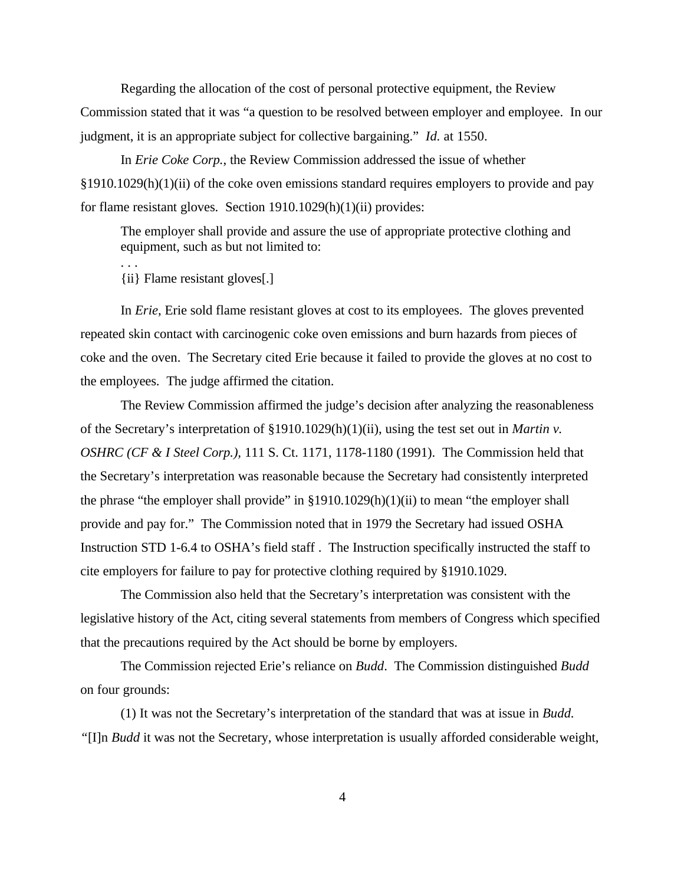Regarding the allocation of the cost of personal protective equipment, the Review Commission stated that it was "a question to be resolved between employer and employee. In our judgment, it is an appropriate subject for collective bargaining." *Id.* at 1550.

In *Erie Coke Corp.*, the Review Commission addressed the issue of whether §1910.1029(h)(1)(ii) of the coke oven emissions standard requires employers to provide and pay for flame resistant gloves. Section 1910.1029(h)(1)(ii) provides:

> The employer shall provide and assure the use of appropriate protective clothing and equipment, such as but not limited to:
>
> . . .
>
> {ii} Flame resistant gloves[.]

In *Erie*, Erie sold flame resistant gloves at cost to its employees. The gloves prevented repeated skin contact with carcinogenic coke oven emissions and burn hazards from pieces of coke and the oven. The Secretary cited Erie because it failed to provide the gloves at no cost to the employees. The judge affirmed the citation.

The Review Commission affirmed the judge's decision after analyzing the reasonableness of the Secretary's interpretation of §1910.1029(h)(1)(ii), using the test set out in *Martin v. OSHRC (CF & I Steel Corp.),* 111 S. Ct. 1171, 1178-1180 (1991). The Commission held that the Secretary's interpretation was reasonable because the Secretary had consistently interpreted the phrase "the employer shall provide" in §1910.1029(h)(1)(ii) to mean "the employer shall provide and pay for." The Commission noted that in 1979 the Secretary had issued OSHA Instruction STD 1-6.4 to OSHA's field staff . The Instruction specifically instructed the staff to cite employers for failure to pay for protective clothing required by §1910.1029.

The Commission also held that the Secretary's interpretation was consistent with the legislative history of the Act, citing several statements from members of Congress which specified that the precautions required by the Act should be borne by employers.

The Commission rejected Erie's reliance on *Budd*. The Commission distinguished *Budd* on four grounds:

(1) It was not the Secretary's interpretation of the standard that was at issue in *Budd.* "[I]n *Budd* it was not the Secretary, whose interpretation is usually afforded considerable weight,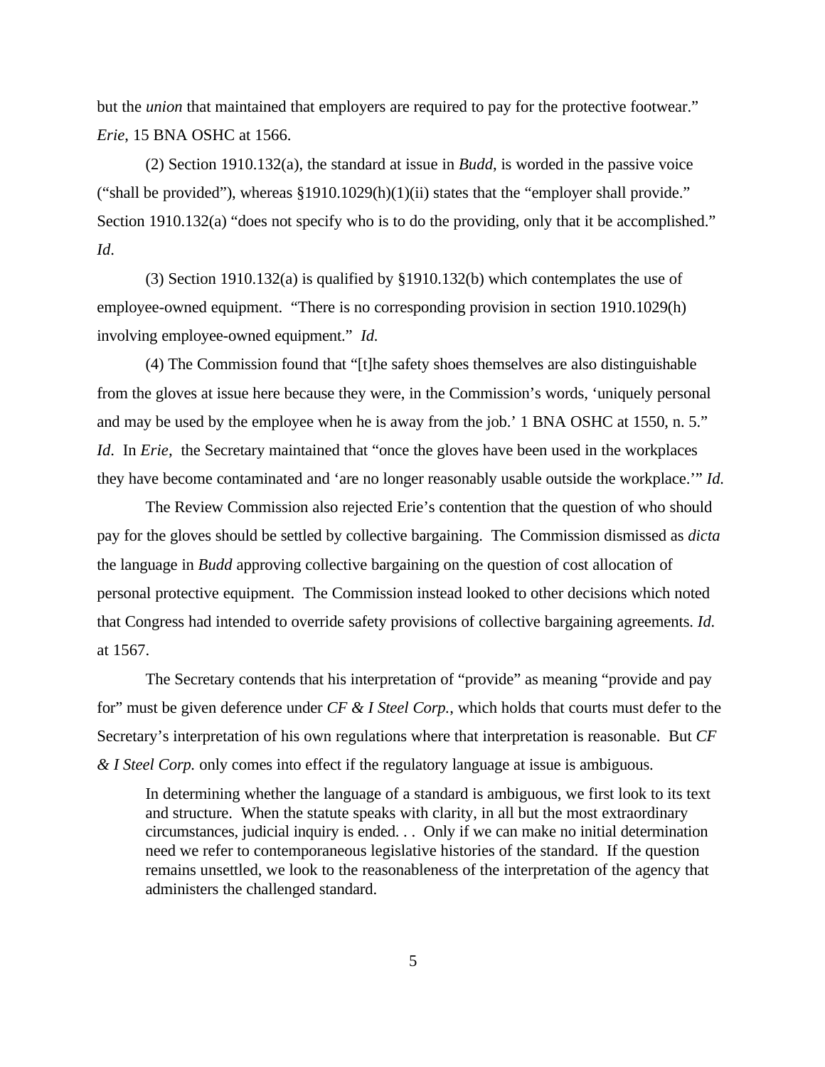but the *union* that maintained that employers are required to pay for the protective footwear." *Erie*, 15 BNA OSHC at 1566.

(2) Section 1910.132(a), the standard at issue in *Budd*, is worded in the passive voice ("shall be provided"), whereas §1910.1029(h)(1)(ii) states that the "employer shall provide." Section 1910.132(a) "does not specify who is to do the providing, only that it be accomplished." *Id*.

(3) Section 1910.132(a) is qualified by §1910.132(b) which contemplates the use of employee-owned equipment. "There is no corresponding provision in section 1910.1029(h) involving employee-owned equipment." *Id.*

(4) The Commission found that "[t]he safety shoes themselves are also distinguishable from the gloves at issue here because they were, in the Commission's words, 'uniquely personal and may be used by the employee when he is away from the job.' 1 BNA OSHC at 1550, n. 5." *Id*. In *Erie*, the Secretary maintained that "once the gloves have been used in the workplaces they have become contaminated and 'are no longer reasonably usable outside the workplace.'" *Id.*

The Review Commission also rejected Erie's contention that the question of who should pay for the gloves should be settled by collective bargaining. The Commission dismissed as *dicta* the language in *Budd* approving collective bargaining on the question of cost allocation of personal protective equipment. The Commission instead looked to other decisions which noted that Congress had intended to override safety provisions of collective bargaining agreements. *Id.* at 1567.

The Secretary contends that his interpretation of "provide" as meaning "provide and pay for" must be given deference under *CF & I Steel Corp.*, which holds that courts must defer to the Secretary's interpretation of his own regulations where that interpretation is reasonable. But *CF & I Steel Corp.* only comes into effect if the regulatory language at issue is ambiguous.

> In determining whether the language of a standard is ambiguous, we first look to its text and structure. When the statute speaks with clarity, in all but the most extraordinary circumstances, judicial inquiry is ended. . . Only if we can make no initial determination need we refer to contemporaneous legislative histories of the standard. If the question remains unsettled, we look to the reasonableness of the interpretation of the agency that administers the challenged standard.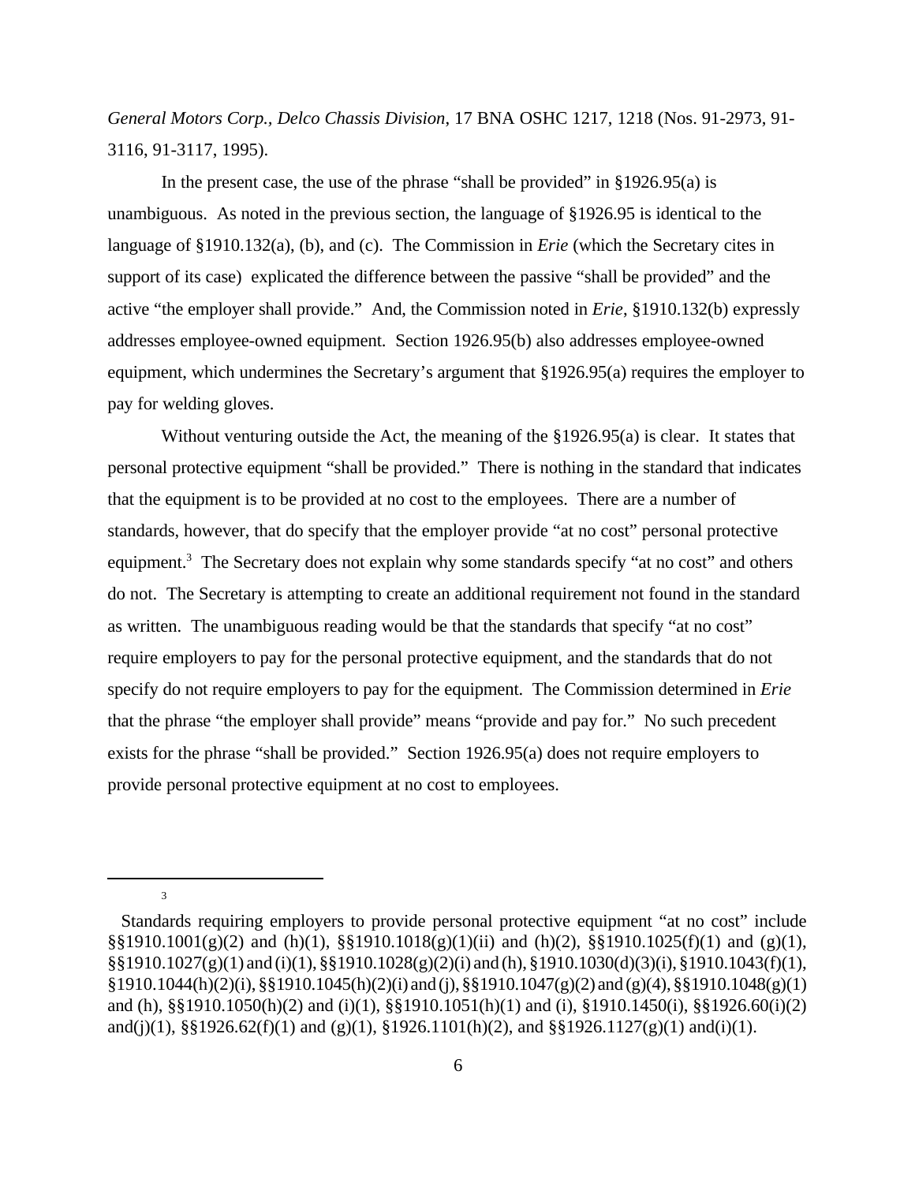*General Motors Corp., Delco Chassis Division*, 17 BNA OSHC 1217, 1218 (Nos. 91-2973, 91-3116, 91-3117, 1995).

In the present case, the use of the phrase "shall be provided" in §1926.95(a) is unambiguous. As noted in the previous section, the language of §1926.95 is identical to the language of §1910.132(a), (b), and (c). The Commission in *Erie* (which the Secretary cites in support of its case) explicated the difference between the passive "shall be provided" and the active "the employer shall provide." And, the Commission noted in *Erie*, §1910.132(b) expressly addresses employee-owned equipment. Section 1926.95(b) also addresses employee-owned equipment, which undermines the Secretary's argument that §1926.95(a) requires the employer to pay for welding gloves.

Without venturing outside the Act, the meaning of the §1926.95(a) is clear. It states that personal protective equipment "shall be provided." There is nothing in the standard that indicates that the equipment is to be provided at no cost to the employees. There are a number of standards, however, that do specify that the employer provide "at no cost" personal protective equipment.[3] The Secretary does not explain why some standards specify "at no cost" and others do not. The Secretary is attempting to create an additional requirement not found in the standard as written. The unambiguous reading would be that the standards that specify "at no cost" require employers to pay for the personal protective equipment, and the standards that do not specify do not require employers to pay for the equipment. The Commission determined in *Erie* that the phrase "the employer shall provide" means "provide and pay for." No such precedent exists for the phrase "shall be provided." Section 1926.95(a) does not require employers to provide personal protective equipment at no cost to employees.

---

[3] Standards requiring employers to provide personal protective equipment "at no cost" include §§1910.1001(g)(2) and (h)(1), §§1910.1018(g)(1)(ii) and (h)(2), §§1910.1025(f)(1) and (g)(1), §§1910.1027(g)(1) and (i)(1), §§1910.1028(g)(2)(i) and (h), §1910.1030(d)(3)(i), §1910.1043(f)(1), §1910.1044(h)(2)(i), §§1910.1045(h)(2)(i) and (j), §§1910.1047(g)(2) and (g)(4), §§1910.1048(g)(1) and (h), §§1910.1050(h)(2) and (i)(1), §§1910.1051(h)(1) and (i), §1910.1450(i), §§1926.60(i)(2) and(j)(1), §§1926.62(f)(1) and (g)(1), §1926.1101(h)(2), and §§1926.1127(g)(1) and(i)(1).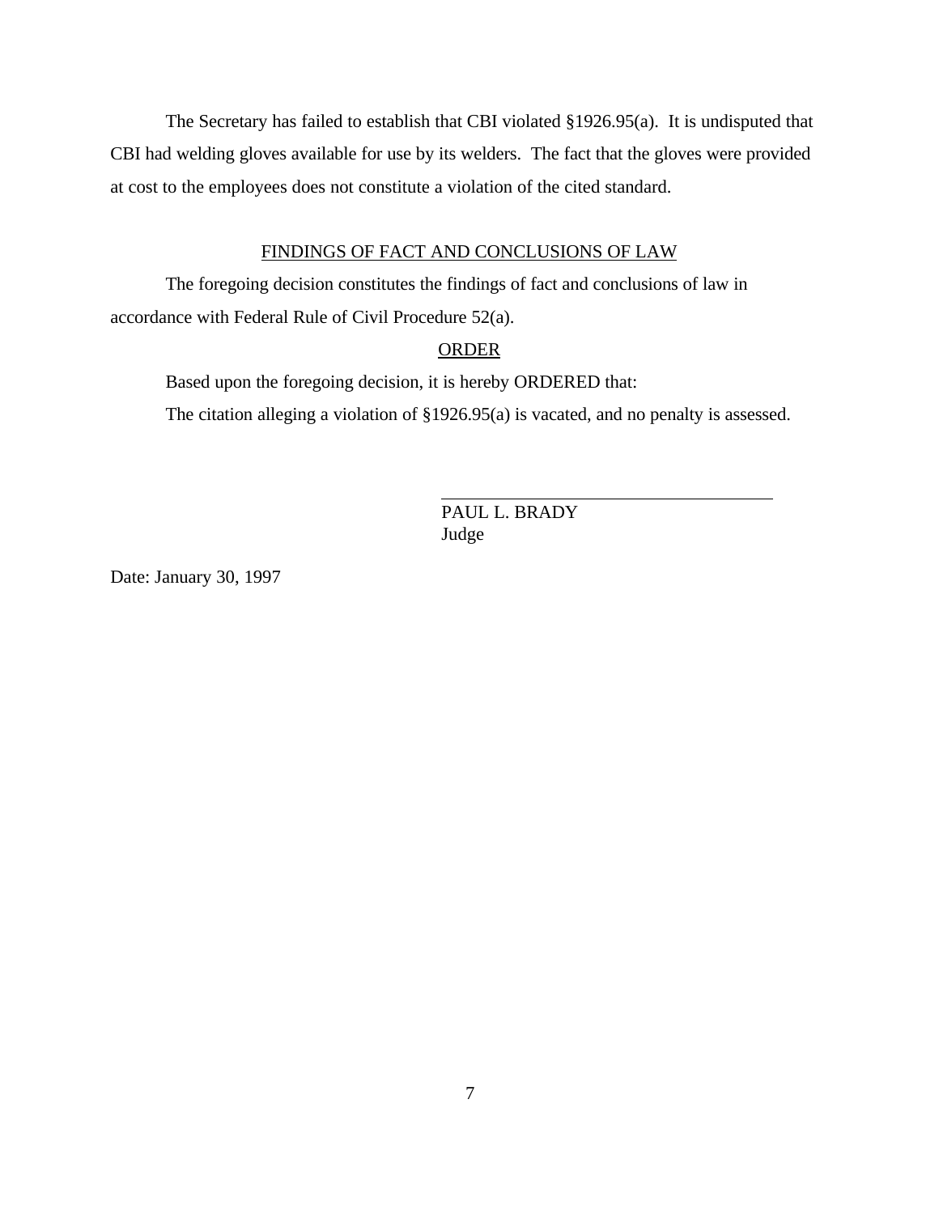The Secretary has failed to establish that CBI violated §1926.95(a). It is undisputed that CBI had welding gloves available for use by its welders. The fact that the gloves were provided at cost to the employees does not constitute a violation of the cited standard.

## FINDINGS OF FACT AND CONCLUSIONS OF LAW

The foregoing decision constitutes the findings of fact and conclusions of law in accordance with Federal Rule of Civil Procedure 52(a).

## ORDER

Based upon the foregoing decision, it is hereby ORDERED that:

The citation alleging a violation of §1926.95(a) is vacated, and no penalty is assessed.

PAUL L. BRADY
Judge

Date: January 30, 1997